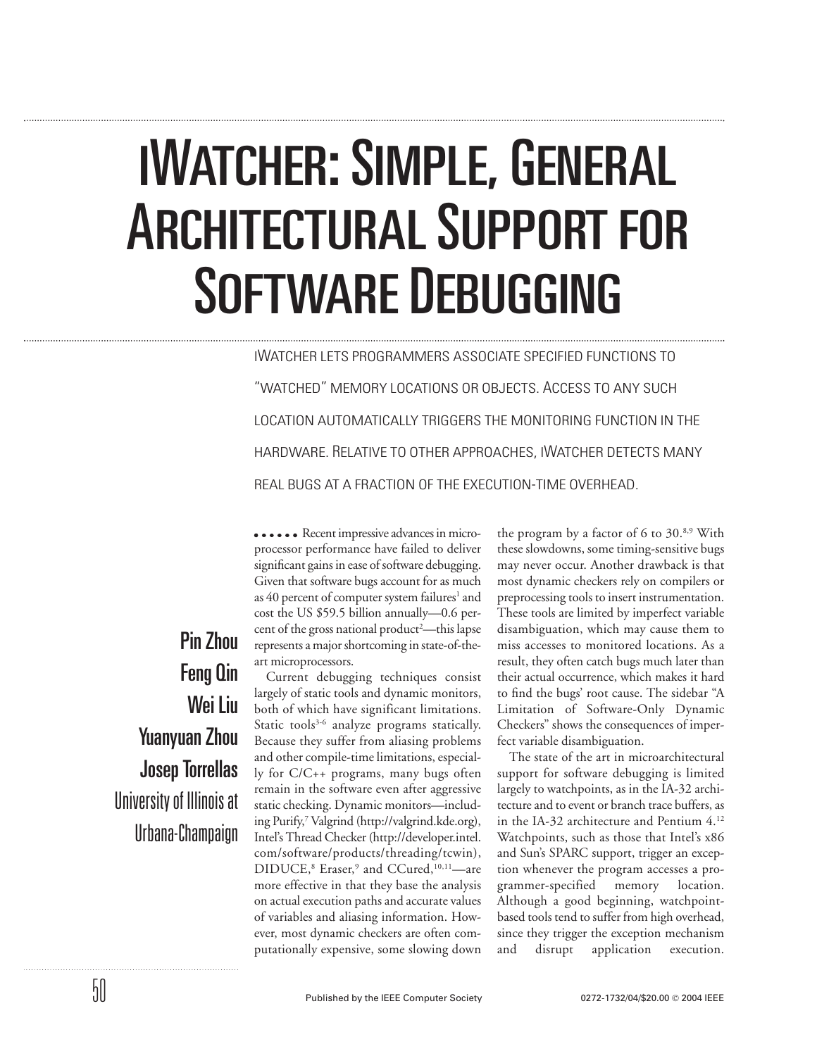# iWatcher: Simple, General Architectural Support for Software Debugging

iWatcher lets programmers associate specified functions to "watched" memory locations or objects. Access to any such location automatically triggers the monitoring function in the hardware. Relative to other approaches, iWatcher detects many real bugs at a fraction of the execution-time overhead.

**Pin Zhou**
**Feng Qin**
**Wei Liu**
**Yuanyuan Zhou**
**Josep Torrellas**
University of Illinois at Urbana-Champaign

Recent impressive advances in microprocessor performance have failed to deliver significant gains in ease of software debugging. Given that software bugs account for as much as 40 percent of computer system failures[1] and cost the US $59.5 billion annually—0.6 percent of the gross national product[2]—this lapse represents a major shortcoming in state-of-the-art microprocessors.

Current debugging techniques consist largely of static tools and dynamic monitors, both of which have significant limitations. Static tools[3-6] analyze programs statically. Because they suffer from aliasing problems and other compile-time limitations, especially for C/C++ programs, many bugs often remain in the software even after aggressive static checking. Dynamic monitors—including Purify,[7] Valgrind (http://valgrind.kde.org), Intel's Thread Checker (http://developer.intel.com/software/products/threading/tcwin), DIDUCE,[8] Eraser,[9] and CCured,[10,11]—are more effective in that they base the analysis on actual execution paths and accurate values of variables and aliasing information. However, most dynamic checkers are often computationally expensive, some slowing down the program by a factor of 6 to 30.[8,9] With these slowdowns, some timing-sensitive bugs may never occur. Another drawback is that most dynamic checkers rely on compilers or preprocessing tools to insert instrumentation. These tools are limited by imperfect variable disambiguation, which may cause them to miss accesses to monitored locations. As a result, they often catch bugs much later than their actual occurrence, which makes it hard to find the bugs' root cause. The sidebar "A Limitation of Software-Only Dynamic Checkers" shows the consequences of imperfect variable disambiguation.

The state of the art in microarchitectural support for software debugging is limited largely to watchpoints, as in the IA-32 architecture and to event or branch trace buffers, as in the IA-32 architecture and Pentium 4.[12] Watchpoints, such as those that Intel's x86 and Sun's SPARC support, trigger an exception whenever the program accesses a programmer-specified memory location. Although a good beginning, watchpoint-based tools tend to suffer from high overhead, since they trigger the exception mechanism and disrupt application execution.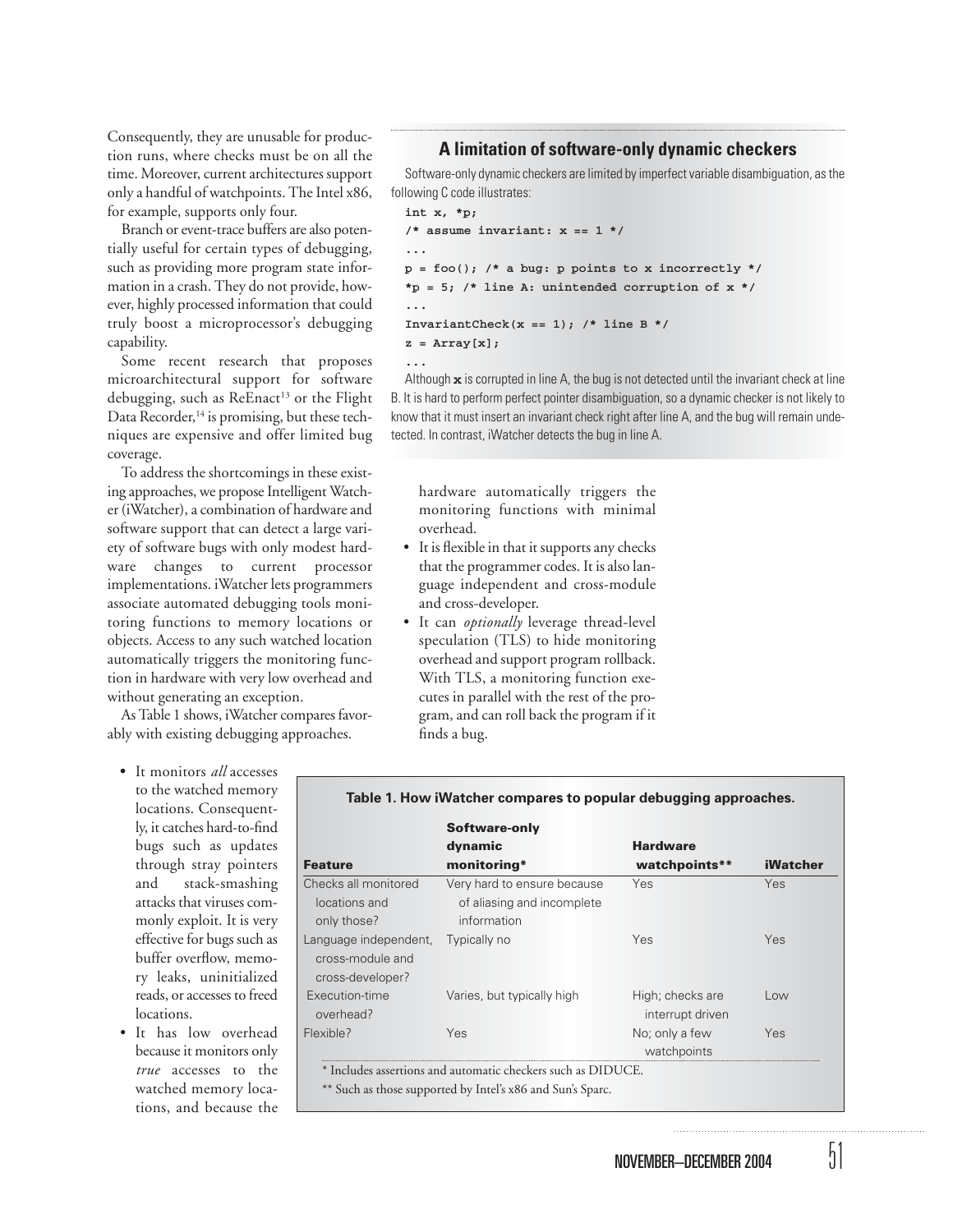Consequently, they are unusable for production runs, where checks must be on all the time. Moreover, current architectures support only a handful of watchpoints. The Intel x86, for example, supports only four.

Branch or event-trace buffers are also potentially useful for certain types of debugging, such as providing more program state information in a crash. They do not provide, however, highly processed information that could truly boost a microprocessor's debugging capability.

Some recent research that proposes microarchitectural support for software debugging, such as ReEnact[13] or the Flight Data Recorder,[14] is promising, but these techniques are expensive and offer limited bug coverage.

To address the shortcomings in these existing approaches, we propose Intelligent Watcher (iWatcher), a combination of hardware and software support that can detect a large variety of software bugs with only modest hardware changes to current processor implementations. iWatcher lets programmers associate automated debugging tools monitoring functions to memory locations or objects. Access to any such watched location automatically triggers the monitoring function in hardware with very low overhead and without generating an exception.

As Table 1 shows, iWatcher compares favorably with existing debugging approaches.

- It monitors *all* accesses to the watched memory locations. Consequently, it catches hard-to-find bugs such as updates through stray pointers and stack-smashing attacks that viruses commonly exploit. It is very effective for bugs such as buffer overflow, memory leaks, uninitialized reads, or accesses to freed locations.
- It has low overhead because it monitors only *true* accesses to the watched memory locations, and because the hardware automatically triggers the monitoring functions with minimal overhead.
- It is flexible in that it supports any checks that the programmer codes. It is also language independent and cross-module and cross-developer.
- It can *optionally* leverage thread-level speculation (TLS) to hide monitoring overhead and support program rollback. With TLS, a monitoring function executes in parallel with the rest of the program, and can roll back the program if it finds a bug.

### A limitation of software-only dynamic checkers

Software-only dynamic checkers are limited by imperfect variable disambiguation, as the following C code illustrates:

```
int x, *p;
/* assume invariant: x == 1 */
...
p = foo(); /* a bug: p points to x incorrectly */
*p = 5; /* line A: unintended corruption of x */
...
InvariantCheck(x == 1); /* line B */
z = Array[x];
...
```

Although **x** is corrupted in line A, the bug is not detected until the invariant check at line B. It is hard to perform perfect pointer disambiguation, so a dynamic checker is not likely to know that it must insert an invariant check right after line A, and the bug will remain undetected. In contrast, iWatcher detects the bug in line A.

**Table 1. How iWatcher compares to popular debugging approaches.**

| Feature | Software-only dynamic monitoring* | Hardware watchpoints** | iWatcher |
|---|---|---|---|
| Checks all monitored locations and only those? | Very hard to ensure because of aliasing and incomplete information | Yes | Yes |
| Language independent, cross-module and cross-developer? | Typically no | Yes | Yes |
| Execution-time overhead? | Varies, but typically high | High; checks are interrupt driven | Low |
| Flexible? | Yes | No; only a few watchpoints | Yes |

\* Includes assertions and automatic checkers such as DIDUCE.

\*\* Such as those supported by Intel's x86 and Sun's Sparc.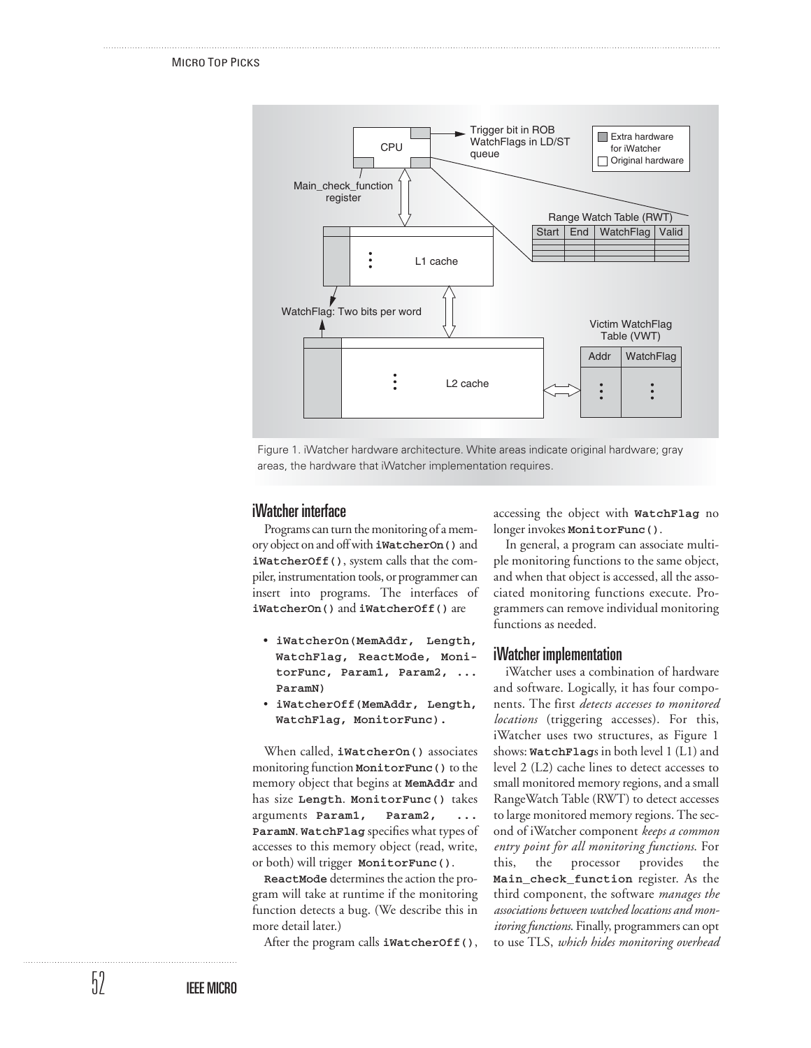Figure 1. iWatcher hardware architecture. White areas indicate original hardware; gray areas, the hardware that iWatcher implementation requires.

## iWatcher interface

Programs can turn the monitoring of a memory object on and off with **`iWatcherOn()`** and **`iWatcherOff()`**, system calls that the compiler, instrumentation tools, or programmer can insert into programs. The interfaces of **`iWatcherOn()`** and **`iWatcherOff()`** are

- **`iWatcherOn(MemAddr, Length, WatchFlag, ReactMode, MonitorFunc, Param1, Param2, ... ParamN)`**
- **`iWatcherOff(MemAddr, Length, WatchFlag, MonitorFunc).`**

When called, **`iWatcherOn()`** associates monitoring function **`MonitorFunc()`** to the memory object that begins at **`MemAddr`** and has size **`Length`**. **`MonitorFunc()`** takes arguments **`Param1, Param2, ... ParamN`**. **`WatchFlag`** specifies what types of accesses to this memory object (read, write, or both) will trigger **`MonitorFunc()`**.

**`ReactMode`** determines the action the program will take at runtime if the monitoring function detects a bug. (We describe this in more detail later.)

After the program calls **`iWatcherOff()`**, accessing the object with **`WatchFlag`** no longer invokes **`MonitorFunc()`**.

In general, a program can associate multiple monitoring functions to the same object, and when that object is accessed, all the associated monitoring functions execute. Programmers can remove individual monitoring functions as needed.

## iWatcher implementation

iWatcher uses a combination of hardware and software. Logically, it has four components. The first *detects accesses to monitored locations* (triggering accesses). For this, iWatcher uses two structures, as Figure 1 shows: **`WatchFlag`**s in both level 1 (L1) and level 2 (L2) cache lines to detect accesses to small monitored memory regions, and a small RangeWatch Table (RWT) to detect accesses to large monitored memory regions. The second of iWatcher component *keeps a common entry point for all monitoring functions*. For this, the processor provides the **`Main_check_function`** register. As the third component, the software *manages the associations between watched locations and monitoring functions*. Finally, programmers can opt to use TLS, *which hides monitoring overhead*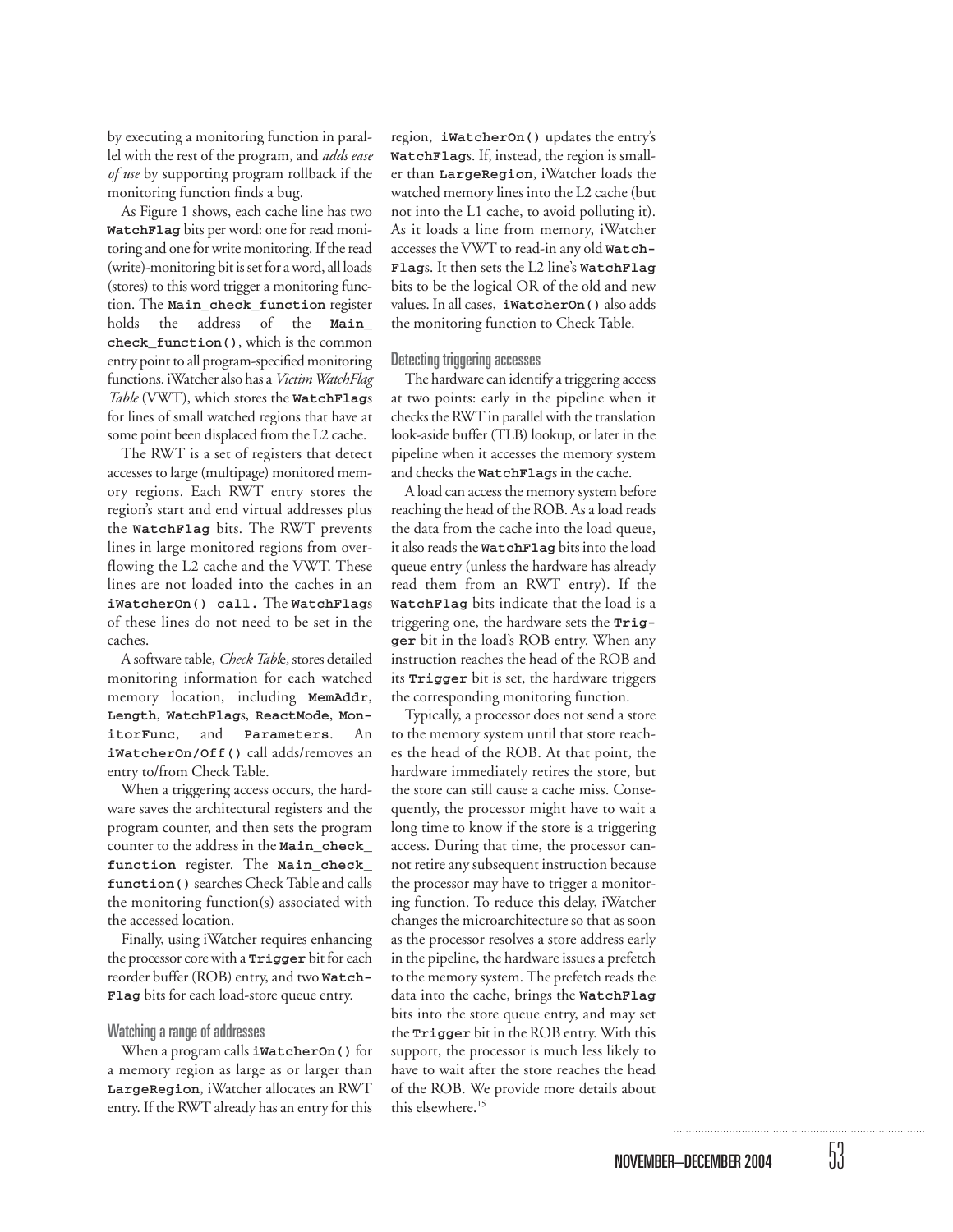by executing a monitoring function in parallel with the rest of the program, and *adds ease of use* by supporting program rollback if the monitoring function finds a bug.

As Figure 1 shows, each cache line has two **WatchFlag** bits per word: one for read monitoring and one for write monitoring. If the read (write)-monitoring bit is set for a word, all loads (stores) to this word trigger a monitoring function. The **Main_check_function** register holds the address of the **Main_check_function()**, which is the common entry point to all program-specified monitoring functions. iWatcher also has a *Victim WatchFlag Table* (VWT), which stores the **WatchFlag**s for lines of small watched regions that have at some point been displaced from the L2 cache.

The RWT is a set of registers that detect accesses to large (multipage) monitored memory regions. Each RWT entry stores the region's start and end virtual addresses plus the **WatchFlag** bits. The RWT prevents lines in large monitored regions from overflowing the L2 cache and the VWT. These lines are not loaded into the caches in an **iWatcherOn() call.** The **WatchFlag**s of these lines do not need to be set in the caches.

A software table, *Check Table*, stores detailed monitoring information for each watched memory location, including **MemAddr**, **Length**, **WatchFlag**s, **ReactMode**, **MonitorFunc**, and **Parameters**. An **iWatcherOn/Off()** call adds/removes an entry to/from Check Table.

When a triggering access occurs, the hardware saves the architectural registers and the program counter, and then sets the program counter to the address in the **Main_check_function** register. The **Main_check_function()** searches Check Table and calls the monitoring function(s) associated with the accessed location.

Finally, using iWatcher requires enhancing the processor core with a **Trigger** bit for each reorder buffer (ROB) entry, and two **WatchFlag** bits for each load-store queue entry.

### Watching a range of addresses

When a program calls **iWatcherOn()** for a memory region as large as or larger than **LargeRegion**, iWatcher allocates an RWT entry. If the RWT already has an entry for this region, **iWatcherOn()** updates the entry's **WatchFlag**s. If, instead, the region is smaller than **LargeRegion**, iWatcher loads the watched memory lines into the L2 cache (but not into the L1 cache, to avoid polluting it). As it loads a line from memory, iWatcher accesses the VWT to read-in any old **WatchFlag**s. It then sets the L2 line's **WatchFlag** bits to be the logical OR of the old and new values. In all cases, **iWatcherOn()** also adds the monitoring function to Check Table.

### Detecting triggering accesses

The hardware can identify a triggering access at two points: early in the pipeline when it checks the RWT in parallel with the translation look-aside buffer (TLB) lookup, or later in the pipeline when it accesses the memory system and checks the **WatchFlag**s in the cache.

A load can access the memory system before reaching the head of the ROB. As a load reads the data from the cache into the load queue, it also reads the **WatchFlag** bits into the load queue entry (unless the hardware has already read them from an RWT entry). If the **WatchFlag** bits indicate that the load is a triggering one, the hardware sets the **Trigger** bit in the load's ROB entry. When any instruction reaches the head of the ROB and its **Trigger** bit is set, the hardware triggers the corresponding monitoring function.

Typically, a processor does not send a store to the memory system until that store reaches the head of the ROB. At that point, the hardware immediately retires the store, but the store can still cause a cache miss. Consequently, the processor might have to wait a long time to know if the store is a triggering access. During that time, the processor cannot retire any subsequent instruction because the processor may have to trigger a monitoring function. To reduce this delay, iWatcher changes the microarchitecture so that as soon as the processor resolves a store address early in the pipeline, the hardware issues a prefetch to the memory system. The prefetch reads the data into the cache, brings the **WatchFlag** bits into the store queue entry, and may set the **Trigger** bit in the ROB entry. With this support, the processor is much less likely to have to wait after the store reaches the head of the ROB. We provide more details about this elsewhere.[15]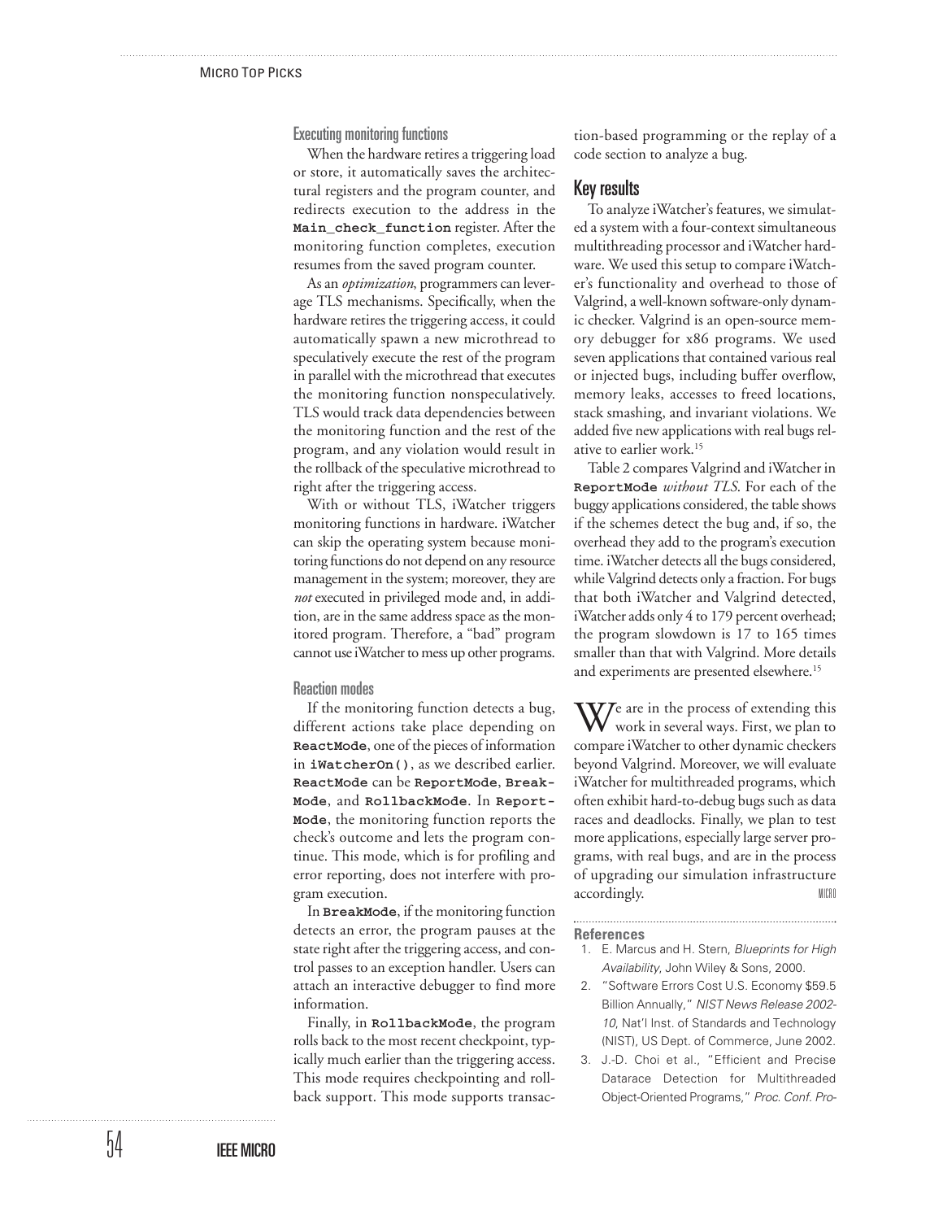### Executing monitoring functions

When the hardware retires a triggering load or store, it automatically saves the architectural registers and the program counter, and redirects execution to the address in the **`Main_check_function`** register. After the monitoring function completes, execution resumes from the saved program counter.

As an *optimization*, programmers can leverage TLS mechanisms. Specifically, when the hardware retires the triggering access, it could automatically spawn a new microthread to speculatively execute the rest of the program in parallel with the microthread that executes the monitoring function nonspeculatively. TLS would track data dependencies between the monitoring function and the rest of the program, and any violation would result in the rollback of the speculative microthread to right after the triggering access.

With or without TLS, iWatcher triggers monitoring functions in hardware. iWatcher can skip the operating system because monitoring functions do not depend on any resource management in the system; moreover, they are *not* executed in privileged mode and, in addition, are in the same address space as the monitored program. Therefore, a "bad" program cannot use iWatcher to mess up other programs.

### Reaction modes

If the monitoring function detects a bug, different actions take place depending on **`ReactMode`**, one of the pieces of information in **`iWatcherOn()`**, as we described earlier. **`ReactMode`** can be **`ReportMode`**, **`BreakMode`**, and **`RollbackMode`**. In **`ReportMode`**, the monitoring function reports the check's outcome and lets the program continue. This mode, which is for profiling and error reporting, does not interfere with program execution.

In **`BreakMode`**, if the monitoring function detects an error, the program pauses at the state right after the triggering access, and control passes to an exception handler. Users can attach an interactive debugger to find more information.

Finally, in **`RollbackMode`**, the program rolls back to the most recent checkpoint, typically much earlier than the triggering access. This mode requires checkpointing and rollback support. This mode supports transaction-based programming or the replay of a code section to analyze a bug.

## Key results

To analyze iWatcher's features, we simulated a system with a four-context simultaneous multithreading processor and iWatcher hardware. We used this setup to compare iWatcher's functionality and overhead to those of Valgrind, a well-known software-only dynamic checker. Valgrind is an open-source memory debugger for x86 programs. We used seven applications that contained various real or injected bugs, including buffer overflow, memory leaks, accesses to freed locations, stack smashing, and invariant violations. We added five new applications with real bugs relative to earlier work.[15]

Table 2 compares Valgrind and iWatcher in **`ReportMode`** *without TLS*. For each of the buggy applications considered, the table shows if the schemes detect the bug and, if so, the overhead they add to the program's execution time. iWatcher detects all the bugs considered, while Valgrind detects only a fraction. For bugs that both iWatcher and Valgrind detected, iWatcher adds only 4 to 179 percent overhead; the program slowdown is 17 to 165 times smaller than that with Valgrind. More details and experiments are presented elsewhere.[15]

We are in the process of extending this work in several ways. First, we plan to compare iWatcher to other dynamic checkers beyond Valgrind. Moreover, we will evaluate iWatcher for multithreaded programs, which often exhibit hard-to-debug bugs such as data races and deadlocks. Finally, we plan to test more applications, especially large server programs, with real bugs, and are in the process of upgrading our simulation infrastructure accordingly. MICRO

**References**

1. E. Marcus and H. Stern, *Blueprints for High Availability*, John Wiley & Sons, 2000.
2. "Software Errors Cost U.S. Economy $59.5 Billion Annually," *NIST News Release 2002-10*, Nat'l Inst. of Standards and Technology (NIST), US Dept. of Commerce, June 2002.
3. J.-D. Choi et al., "Efficient and Precise Datarace Detection for Multithreaded Object-Oriented Programs," *Proc. Conf. Pro-*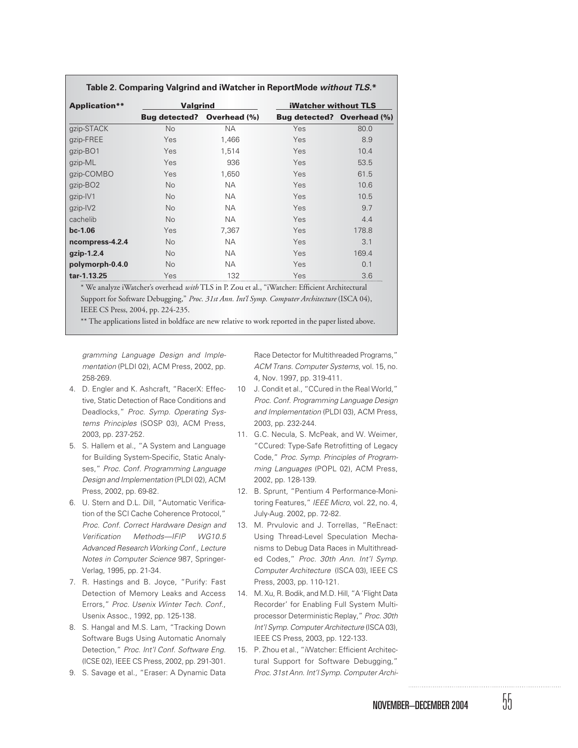**Table 2. Comparing Valgrind and iWatcher in ReportMode *without TLS*.***

| Application** | Valgrind | | iWatcher without TLS | |
|---|---|---|---|---|
| | Bug detected? | Overhead (%) | Bug detected? | Overhead (%) |
| gzip-STACK | No | NA | Yes | 80.0 |
| gzip-FREE | Yes | 1,466 | Yes | 8.9 |
| gzip-BO1 | Yes | 1,514 | Yes | 10.4 |
| gzip-ML | Yes | 936 | Yes | 53.5 |
| gzip-COMBO | Yes | 1,650 | Yes | 61.5 |
| gzip-BO2 | No | NA | Yes | 10.6 |
| gzip-IV1 | No | NA | Yes | 10.5 |
| gzip-IV2 | No | NA | Yes | 9.7 |
| cachelib | No | NA | Yes | 4.4 |
| **bc-1.06** | Yes | 7,367 | Yes | 178.8 |
| **ncompress-4.2.4** | No | NA | Yes | 3.1 |
| **gzip-1.2.4** | No | NA | Yes | 169.4 |
| **polymorph-0.4.0** | No | NA | Yes | 0.1 |
| **tar-1.13.25** | Yes | 132 | Yes | 3.6 |

\* We analyze iWatcher's overhead *with* TLS in P. Zou et al., "iWatcher: Efficient Architectural Support for Software Debugging," *Proc. 31st Ann. Int'l Symp. Computer Architecture* (ISCA 04), IEEE CS Press, 2004, pp. 224-235.

** The applications listed in boldface are new relative to work reported in the paper listed above.

*gramming Language Design and Implementation* (PLDI 02), ACM Press, 2002, pp. 258-269.

4. D. Engler and K. Ashcraft, "RacerX: Effective, Static Detection of Race Conditions and Deadlocks," *Proc. Symp. Operating Systems Principles* (SOSP 03), ACM Press, 2003, pp. 237-252.
5. S. Hallem et al., "A System and Language for Building System-Specific, Static Analyses," *Proc. Conf. Programming Language Design and Implementation* (PLDI 02), ACM Press, 2002, pp. 69-82.
6. U. Stern and D.L. Dill, "Automatic Verification of the SCI Cache Coherence Protocol," *Proc. Conf. Correct Hardware Design and Verification Methods—IFIP WG10.5 Advanced Research Working Conf., Lecture Notes in Computer Science* 987, Springer-Verlag, 1995, pp. 21-34.
7. R. Hastings and B. Joyce, "Purify: Fast Detection of Memory Leaks and Access Errors," *Proc. Usenix Winter Tech. Conf.*, Usenix Assoc., 1992, pp. 125-138.
8. S. Hangal and M.S. Lam, "Tracking Down Software Bugs Using Automatic Anomaly Detection," *Proc. Int'l Conf. Software Eng.* (ICSE 02), IEEE CS Press, 2002, pp. 291-301.
9. S. Savage et al., "Eraser: A Dynamic Data Race Detector for Multithreaded Programs," *ACM Trans. Computer Systems*, vol. 15, no. 4, Nov. 1997, pp. 319-411.
10. J. Condit et al., "CCured in the Real World," *Proc. Conf. Programming Language Design and Implementation* (PLDI 03), ACM Press, 2003, pp. 232-244.
11. G.C. Necula, S. McPeak, and W. Weimer, "CCured: Type-Safe Retrofitting of Legacy Code," *Proc. Symp. Principles of Programming Languages* (POPL 02), ACM Press, 2002, pp. 128-139.
12. B. Sprunt, "Pentium 4 Performance-Monitoring Features," *IEEE Micro*, vol. 22, no. 4, July-Aug. 2002, pp. 72-82.
13. M. Prvulovic and J. Torrellas, "ReEnact: Using Thread-Level Speculation Mechanisms to Debug Data Races in Multithreaded Codes," *Proc. 30th Ann. Int'l Symp. Computer Architecture* (ISCA 03), IEEE CS Press, 2003, pp. 110-121.
14. M. Xu, R. Bodik, and M.D. Hill, "A 'Flight Data Recorder' for Enabling Full System Multiprocessor Deterministic Replay," *Proc. 30th Int'l Symp. Computer Architecture* (ISCA 03), IEEE CS Press, 2003, pp. 122-133.
15. P. Zhou et al., "iWatcher: Efficient Architectural Support for Software Debugging," *Proc. 31st Ann. Int'l Symp. Computer Archi-*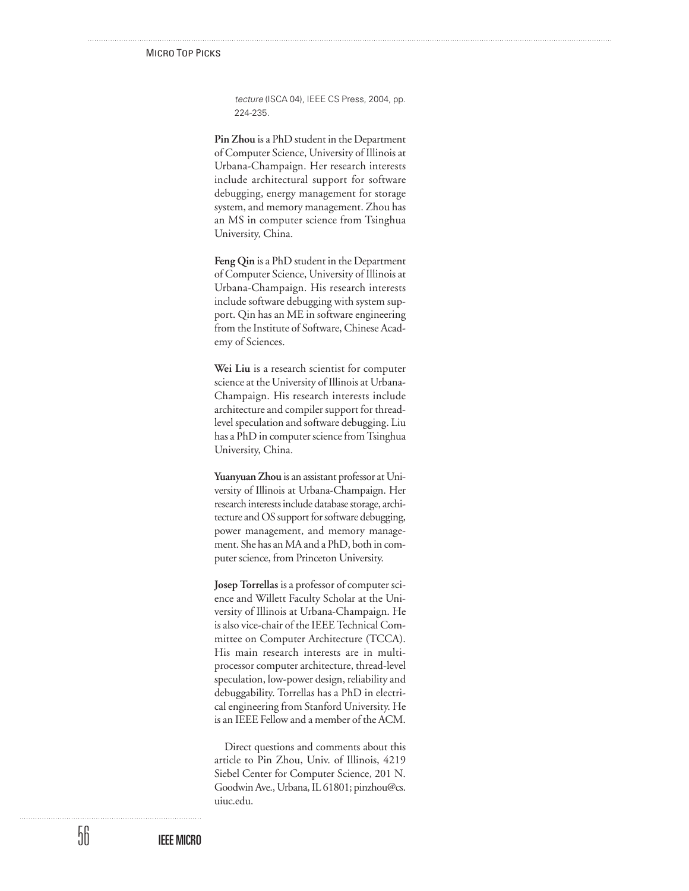*tecture* (ISCA 04), IEEE CS Press, 2004, pp. 224-235.

**Pin Zhou** is a PhD student in the Department of Computer Science, University of Illinois at Urbana-Champaign. Her research interests include architectural support for software debugging, energy management for storage system, and memory management. Zhou has an MS in computer science from Tsinghua University, China.

**Feng Qin** is a PhD student in the Department of Computer Science, University of Illinois at Urbana-Champaign. His research interests include software debugging with system support. Qin has an ME in software engineering from the Institute of Software, Chinese Academy of Sciences.

**Wei Liu** is a research scientist for computer science at the University of Illinois at Urbana-Champaign. His research interests include architecture and compiler support for thread-level speculation and software debugging. Liu has a PhD in computer science from Tsinghua University, China.

**Yuanyuan Zhou** is an assistant professor at University of Illinois at Urbana-Champaign. Her research interests include database storage, architecture and OS support for software debugging, power management, and memory management. She has an MA and a PhD, both in computer science, from Princeton University.

**Josep Torrellas** is a professor of computer science and Willett Faculty Scholar at the University of Illinois at Urbana-Champaign. He is also vice-chair of the IEEE Technical Committee on Computer Architecture (TCCA). His main research interests are in multiprocessor computer architecture, thread-level speculation, low-power design, reliability and debuggability. Torrellas has a PhD in electrical engineering from Stanford University. He is an IEEE Fellow and a member of the ACM.

Direct questions and comments about this article to Pin Zhou, Univ. of Illinois, 4219 Siebel Center for Computer Science, 201 N. Goodwin Ave., Urbana, IL 61801; pinzhou@cs.uiuc.edu.